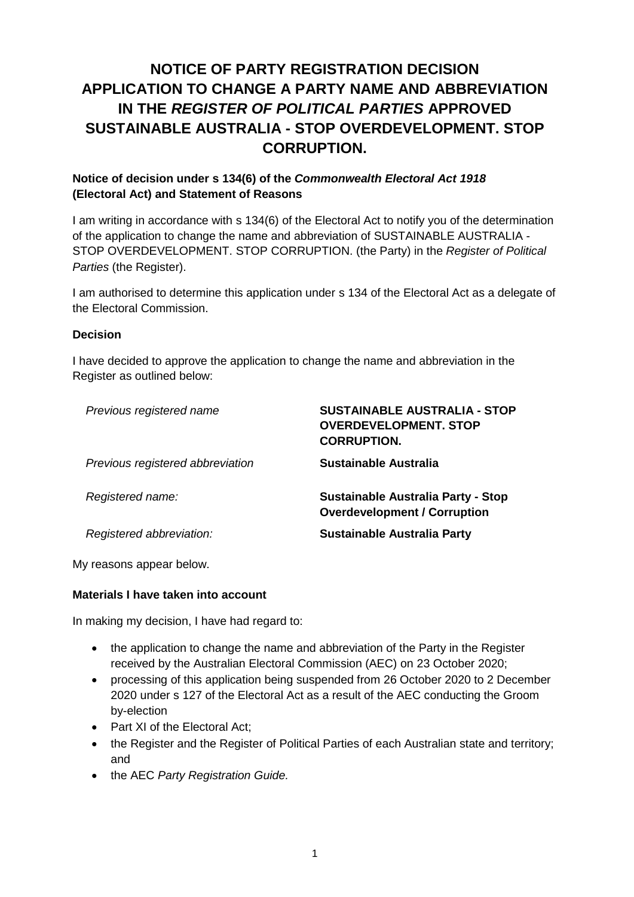# NOTICE OF PARTY REGISTRATION DECISION APPLICATION TO CHANGE A PARTY NAME AND ABBREVIATION IN THE *REGISTER OF POLITICAL PARTIES* APPROVED SUSTAINABLE AUSTRALIA - STOP OVERDEVELOPMENT. STOP CORRUPTION.

**Notice of decision under s 134(6) of the *Commonwealth Electoral Act 1918* (Electoral Act) and Statement of Reasons**

I am writing in accordance with s 134(6) of the Electoral Act to notify you of the determination of the application to change the name and abbreviation of SUSTAINABLE AUSTRALIA - STOP OVERDEVELOPMENT. STOP CORRUPTION. (the Party) in the *Register of Political Parties* (the Register).

I am authorised to determine this application under s 134 of the Electoral Act as a delegate of the Electoral Commission.

**Decision**

I have decided to approve the application to change the name and abbreviation in the Register as outlined below:

| | |
|---|---|
| *Previous registered name* | **SUSTAINABLE AUSTRALIA - STOP OVERDEVELOPMENT. STOP CORRUPTION.** |
| *Previous registered abbreviation* | **Sustainable Australia** |
| *Registered name:* | **Sustainable Australia Party - Stop Overdevelopment / Corruption** |
| *Registered abbreviation:* | **Sustainable Australia Party** |

My reasons appear below.

**Materials I have taken into account**

In making my decision, I have had regard to:

- the application to change the name and abbreviation of the Party in the Register received by the Australian Electoral Commission (AEC) on 23 October 2020;
- processing of this application being suspended from 26 October 2020 to 2 December 2020 under s 127 of the Electoral Act as a result of the AEC conducting the Groom by-election
- Part XI of the Electoral Act;
- the Register and the Register of Political Parties of each Australian state and territory; and
- the AEC *Party Registration Guide.*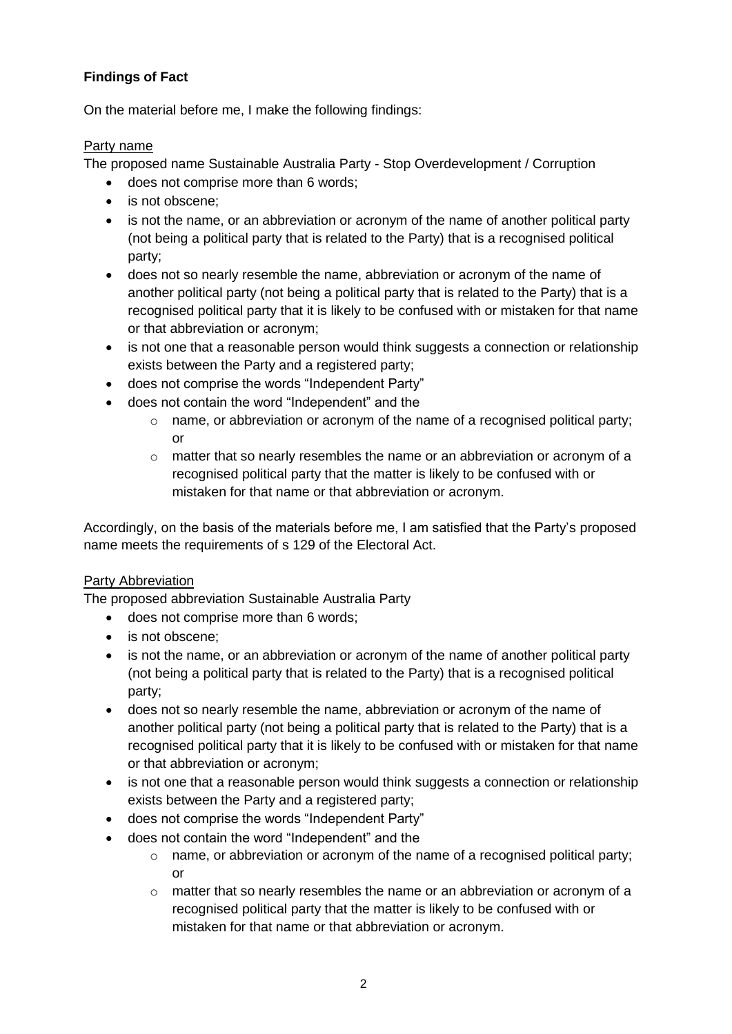**Findings of Fact**

On the material before me, I make the following findings:

Party name

The proposed name Sustainable Australia Party - Stop Overdevelopment / Corruption

- does not comprise more than 6 words;
- is not obscene;
- is not the name, or an abbreviation or acronym of the name of another political party (not being a political party that is related to the Party) that is a recognised political party;
- does not so nearly resemble the name, abbreviation or acronym of the name of another political party (not being a political party that is related to the Party) that is a recognised political party that it is likely to be confused with or mistaken for that name or that abbreviation or acronym;
- is not one that a reasonable person would think suggests a connection or relationship exists between the Party and a registered party;
- does not comprise the words "Independent Party"
- does not contain the word "Independent" and the
  - name, or abbreviation or acronym of the name of a recognised political party; or
  - matter that so nearly resembles the name or an abbreviation or acronym of a recognised political party that the matter is likely to be confused with or mistaken for that name or that abbreviation or acronym.

Accordingly, on the basis of the materials before me, I am satisfied that the Party's proposed name meets the requirements of s 129 of the Electoral Act.

Party Abbreviation

The proposed abbreviation Sustainable Australia Party

- does not comprise more than 6 words;
- is not obscene;
- is not the name, or an abbreviation or acronym of the name of another political party (not being a political party that is related to the Party) that is a recognised political party;
- does not so nearly resemble the name, abbreviation or acronym of the name of another political party (not being a political party that is related to the Party) that is a recognised political party that it is likely to be confused with or mistaken for that name or that abbreviation or acronym;
- is not one that a reasonable person would think suggests a connection or relationship exists between the Party and a registered party;
- does not comprise the words "Independent Party"
- does not contain the word "Independent" and the
  - name, or abbreviation or acronym of the name of a recognised political party; or
  - matter that so nearly resembles the name or an abbreviation or acronym of a recognised political party that the matter is likely to be confused with or mistaken for that name or that abbreviation or acronym.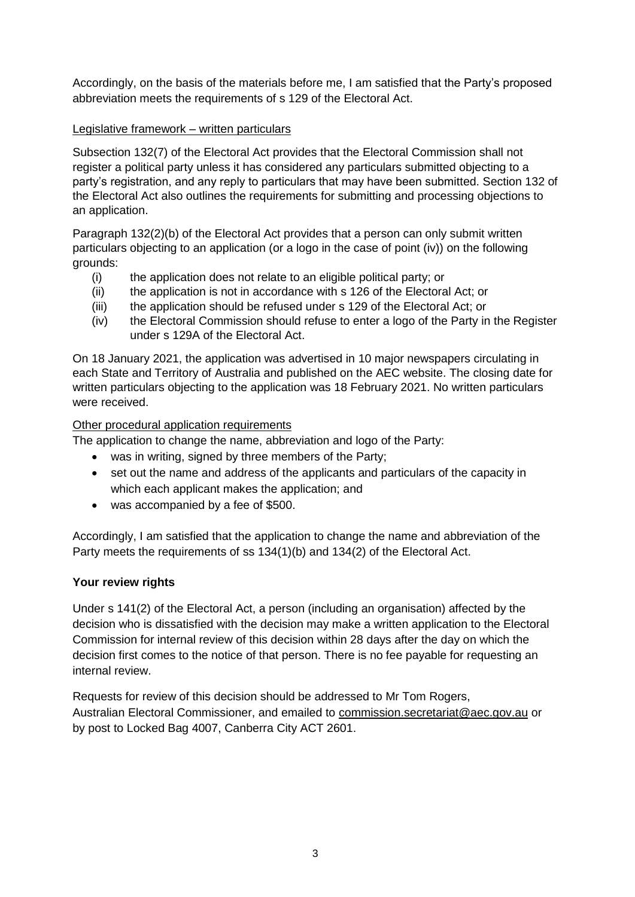Accordingly, on the basis of the materials before me, I am satisfied that the Party's proposed abbreviation meets the requirements of s 129 of the Electoral Act.

Legislative framework – written particulars

Subsection 132(7) of the Electoral Act provides that the Electoral Commission shall not register a political party unless it has considered any particulars submitted objecting to a party's registration, and any reply to particulars that may have been submitted. Section 132 of the Electoral Act also outlines the requirements for submitting and processing objections to an application.

Paragraph 132(2)(b) of the Electoral Act provides that a person can only submit written particulars objecting to an application (or a logo in the case of point (iv)) on the following grounds:

- (i) the application does not relate to an eligible political party; or
- (ii) the application is not in accordance with s 126 of the Electoral Act; or
- (iii) the application should be refused under s 129 of the Electoral Act; or
- (iv) the Electoral Commission should refuse to enter a logo of the Party in the Register under s 129A of the Electoral Act.

On 18 January 2021, the application was advertised in 10 major newspapers circulating in each State and Territory of Australia and published on the AEC website. The closing date for written particulars objecting to the application was 18 February 2021. No written particulars were received.

Other procedural application requirements

The application to change the name, abbreviation and logo of the Party:

- was in writing, signed by three members of the Party;
- set out the name and address of the applicants and particulars of the capacity in which each applicant makes the application; and
- was accompanied by a fee of $500.

Accordingly, I am satisfied that the application to change the name and abbreviation of the Party meets the requirements of ss 134(1)(b) and 134(2) of the Electoral Act.

**Your review rights**

Under s 141(2) of the Electoral Act, a person (including an organisation) affected by the decision who is dissatisfied with the decision may make a written application to the Electoral Commission for internal review of this decision within 28 days after the day on which the decision first comes to the notice of that person. There is no fee payable for requesting an internal review.

Requests for review of this decision should be addressed to Mr Tom Rogers, Australian Electoral Commissioner, and emailed to commission.secretariat@aec.gov.au or by post to Locked Bag 4007, Canberra City ACT 2601.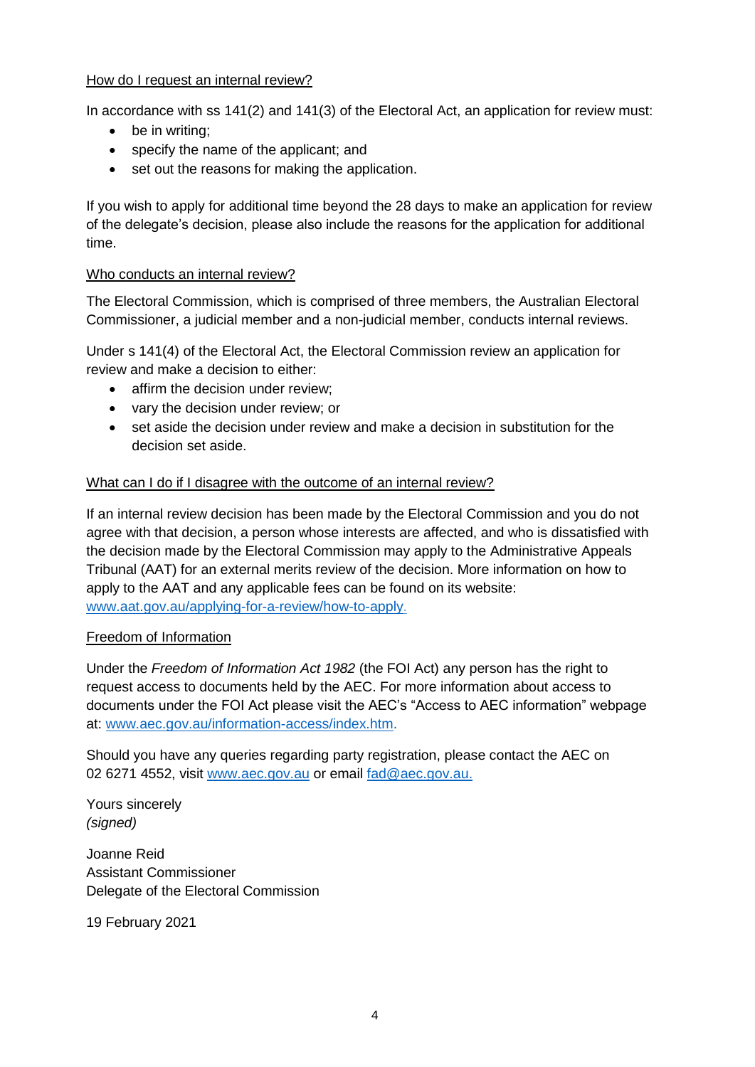How do I request an internal review?

In accordance with ss 141(2) and 141(3) of the Electoral Act, an application for review must:

- be in writing;
- specify the name of the applicant; and
- set out the reasons for making the application.

If you wish to apply for additional time beyond the 28 days to make an application for review of the delegate's decision, please also include the reasons for the application for additional time.

Who conducts an internal review?

The Electoral Commission, which is comprised of three members, the Australian Electoral Commissioner, a judicial member and a non-judicial member, conducts internal reviews.

Under s 141(4) of the Electoral Act, the Electoral Commission review an application for review and make a decision to either:

- affirm the decision under review;
- vary the decision under review; or
- set aside the decision under review and make a decision in substitution for the decision set aside.

What can I do if I disagree with the outcome of an internal review?

If an internal review decision has been made by the Electoral Commission and you do not agree with that decision, a person whose interests are affected, and who is dissatisfied with the decision made by the Electoral Commission may apply to the Administrative Appeals Tribunal (AAT) for an external merits review of the decision. More information on how to apply to the AAT and any applicable fees can be found on its website: www.aat.gov.au/applying-for-a-review/how-to-apply.

Freedom of Information

Under the *Freedom of Information Act 1982* (the FOI Act) any person has the right to request access to documents held by the AEC. For more information about access to documents under the FOI Act please visit the AEC's "Access to AEC information" webpage at: www.aec.gov.au/information-access/index.htm.

Should you have any queries regarding party registration, please contact the AEC on 02 6271 4552, visit www.aec.gov.au or email fad@aec.gov.au.

Yours sincerely
*(signed)*

Joanne Reid
Assistant Commissioner
Delegate of the Electoral Commission

19 February 2021